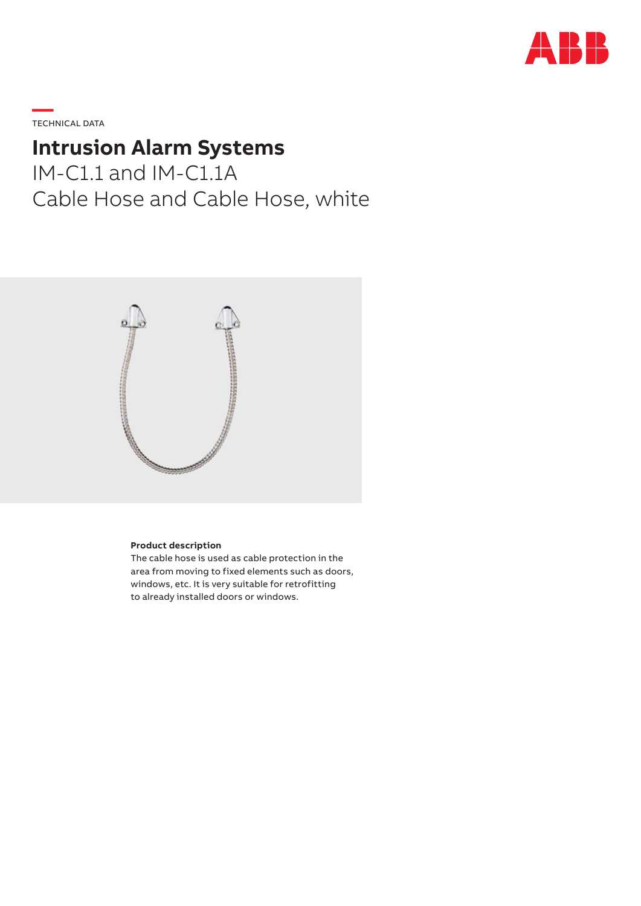TECHNICAL DATA

# Intrusion Alarm Systems

IM-C1.1 and IM-C1.1A
Cable Hose and Cable Hose, white

**Product description**
The cable hose is used as cable protection in the area from moving to fixed elements such as doors, windows, etc. It is very suitable for retrofitting to already installed doors or windows.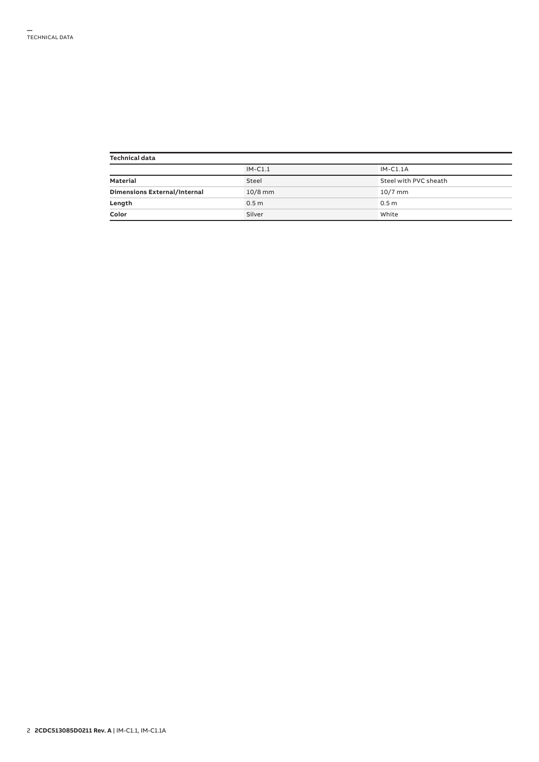## Technical data

| Technical data | | |
|---|---|---|
| | IM-C1.1 | IM-C1.1A |
| **Material** | Steel | Steel with PVC sheath |
| **Dimensions External/Internal** | 10/8 mm | 10/7 mm |
| **Length** | 0.5 m | 0.5 m |
| **Color** | Silver | White |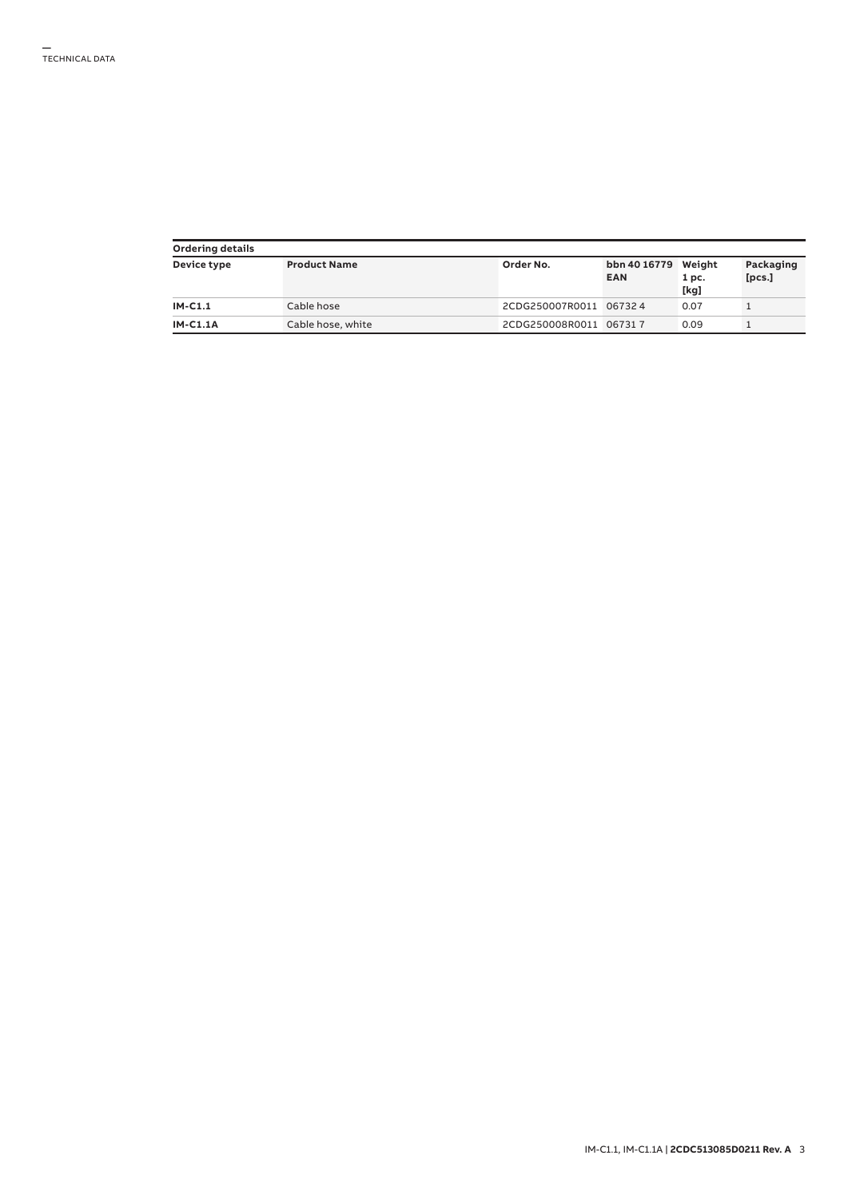— TECHNICAL DATA

| Ordering details | | | | | |
|---|---|---|---|---|---|
| **Device type** | **Product Name** | **Order No.** | **bbn 40 16779 EAN** | **Weight 1 pc. [kg]** | **Packaging [pcs.]** |
| **IM-C1.1** | Cable hose | 2CDG250007R0011 | 06732 4 | 0.07 | 1 |
| **IM-C1.1A** | Cable hose, white | 2CDG250008R0011 | 06731 7 | 0.09 | 1 |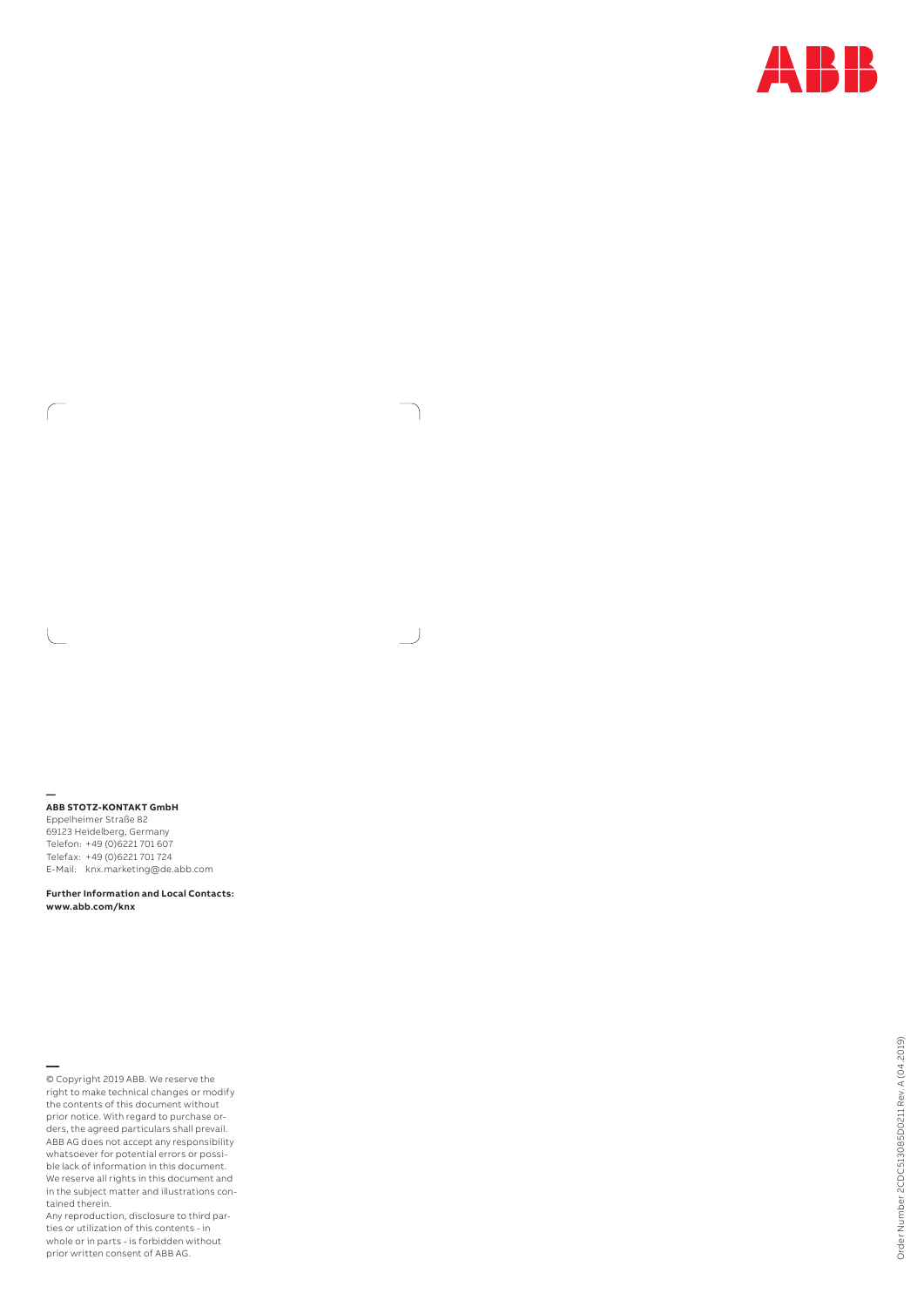—

**ABB STOTZ-KONTAKT GmbH**
Eppelheimer Straße 82
69123 Heidelberg, Germany
Telefon: +49 (0)6221 701 607
Telefax: +49 (0)6221 701 724
E-Mail: knx.marketing@de.abb.com

**Further Information and Local Contacts:**
**www.abb.com/knx**

—

© Copyright 2019 ABB. We reserve the right to make technical changes or modify the contents of this document without prior notice. With regard to purchase orders, the agreed particulars shall prevail. ABB AG does not accept any responsibility whatsoever for potential errors or possible lack of information in this document. We reserve all rights in this document and in the subject matter and illustrations contained therein.
Any reproduction, disclosure to third parties or utilization of this contents - in whole or in parts - is forbidden without prior written consent of ABB AG.

Order Number 2CDC513085D0211 Rev. A (04.2019)